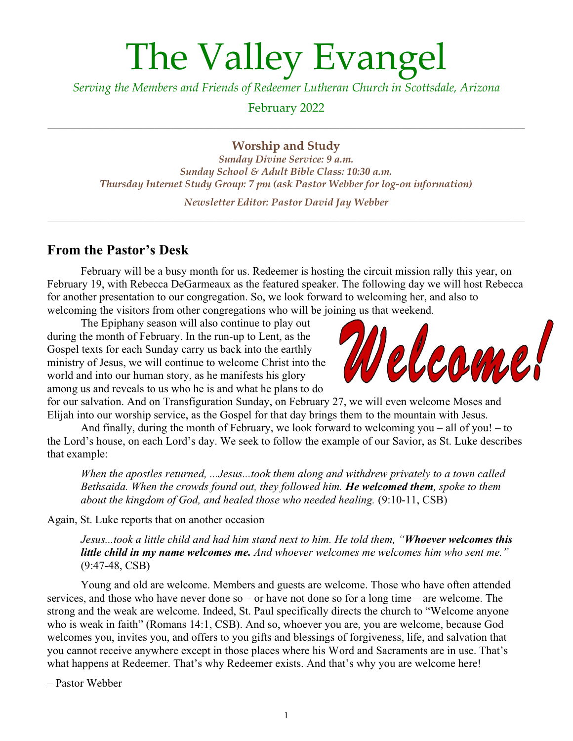# The Valley Evangel

*Serving the Members and Friends of Redeemer Lutheran Church in Scottsdale, Arizona*

February 2022

---

### Worship and Study

*Sunday Divine Service: 9 a.m.*
*Sunday School & Adult Bible Class: 10:30 a.m.*
*Thursday Internet Study Group: 7 pm (ask Pastor Webber for log-on information)*

*Newsletter Editor: Pastor David Jay Webber*

---

## From the Pastor's Desk

February will be a busy month for us. Redeemer is hosting the circuit mission rally this year, on February 19, with Rebecca DeGarmeaux as the featured speaker. The following day we will host Rebecca for another presentation to our congregation. So, we look forward to welcoming her, and also to welcoming the visitors from other congregations who will be joining us that weekend.

The Epiphany season will also continue to play out during the month of February. In the run-up to Lent, as the Gospel texts for each Sunday carry us back into the earthly ministry of Jesus, we will continue to welcome Christ into the world and into our human story, as he manifests his glory among us and reveals to us who he is and what he plans to do for our salvation. And on Transfiguration Sunday, on February 27, we will even welcome Moses and Elijah into our worship service, as the Gospel for that day brings them to the mountain with Jesus.

Welcome!

And finally, during the month of February, we look forward to welcoming you – all of you! – to the Lord's house, on each Lord's day. We seek to follow the example of our Savior, as St. Luke describes that example:

> *When the apostles returned, ...Jesus...took them along and withdrew privately to a town called Bethsaida. When the crowds found out, they followed him.* ***He welcomed them****, spoke to them about the kingdom of God, and healed those who needed healing.* (9:10-11, CSB)

Again, St. Luke reports that on another occasion

> *Jesus...took a little child and had him stand next to him. He told them, "****Whoever welcomes this little child in my name welcomes me.*** *And whoever welcomes me welcomes him who sent me."* (9:47-48, CSB)

Young and old are welcome. Members and guests are welcome. Those who have often attended services, and those who have never done so – or have not done so for a long time – are welcome. The strong and the weak are welcome. Indeed, St. Paul specifically directs the church to "Welcome anyone who is weak in faith" (Romans 14:1, CSB). And so, whoever you are, you are welcome, because God welcomes you, invites you, and offers to you gifts and blessings of forgiveness, life, and salvation that you cannot receive anywhere except in those places where his Word and Sacraments are in use. That's what happens at Redeemer. That's why Redeemer exists. And that's why you are welcome here!

– Pastor Webber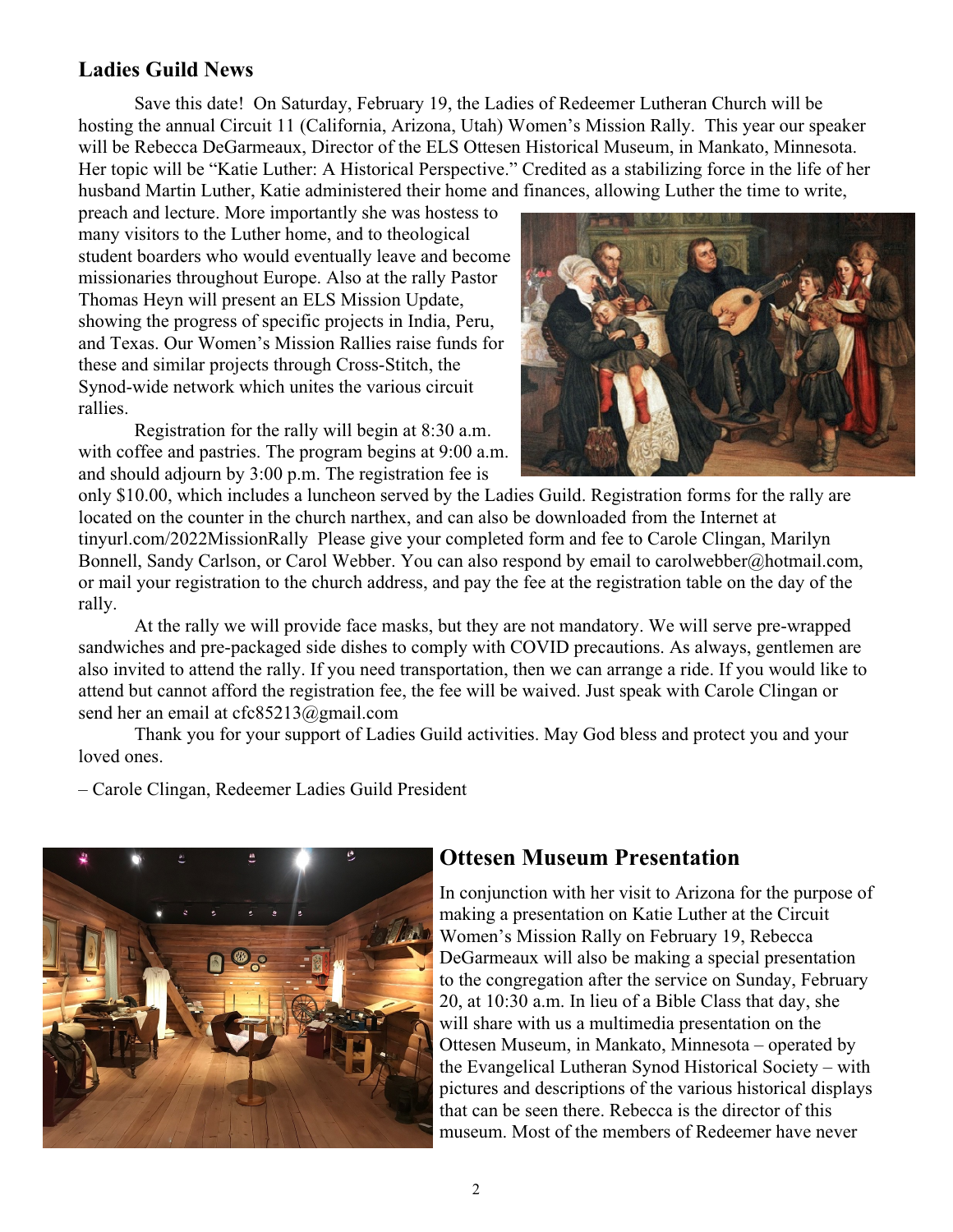## Ladies Guild News

Save this date! On Saturday, February 19, the Ladies of Redeemer Lutheran Church will be hosting the annual Circuit 11 (California, Arizona, Utah) Women's Mission Rally. This year our speaker will be Rebecca DeGarmeaux, Director of the ELS Ottesen Historical Museum, in Mankato, Minnesota. Her topic will be "Katie Luther: A Historical Perspective." Credited as a stabilizing force in the life of her husband Martin Luther, Katie administered their home and finances, allowing Luther the time to write, preach and lecture. More importantly she was hostess to many visitors to the Luther home, and to theological student boarders who would eventually leave and become missionaries throughout Europe. Also at the rally Pastor Thomas Heyn will present an ELS Mission Update, showing the progress of specific projects in India, Peru, and Texas. Our Women's Mission Rallies raise funds for these and similar projects through Cross-Stitch, the Synod-wide network which unites the various circuit rallies.

Registration for the rally will begin at 8:30 a.m. with coffee and pastries. The program begins at 9:00 a.m. and should adjourn by 3:00 p.m. The registration fee is only $10.00, which includes a luncheon served by the Ladies Guild. Registration forms for the rally are located on the counter in the church narthex, and can also be downloaded from the Internet at tinyurl.com/2022MissionRally Please give your completed form and fee to Carole Clingan, Marilyn Bonnell, Sandy Carlson, or Carol Webber. You can also respond by email to carolwebber@hotmail.com, or mail your registration to the church address, and pay the fee at the registration table on the day of the rally.

At the rally we will provide face masks, but they are not mandatory. We will serve pre-wrapped sandwiches and pre-packaged side dishes to comply with COVID precautions. As always, gentlemen are also invited to attend the rally. If you need transportation, then we can arrange a ride. If you would like to attend but cannot afford the registration fee, the fee will be waived. Just speak with Carole Clingan or send her an email at cfc85213@gmail.com

Thank you for your support of Ladies Guild activities. May God bless and protect you and your loved ones.

– Carole Clingan, Redeemer Ladies Guild President

## Ottesen Museum Presentation

In conjunction with her visit to Arizona for the purpose of making a presentation on Katie Luther at the Circuit Women's Mission Rally on February 19, Rebecca DeGarmeaux will also be making a special presentation to the congregation after the service on Sunday, February 20, at 10:30 a.m. In lieu of a Bible Class that day, she will share with us a multimedia presentation on the Ottesen Museum, in Mankato, Minnesota – operated by the Evangelical Lutheran Synod Historical Society – with pictures and descriptions of the various historical displays that can be seen there. Rebecca is the director of this museum. Most of the members of Redeemer have never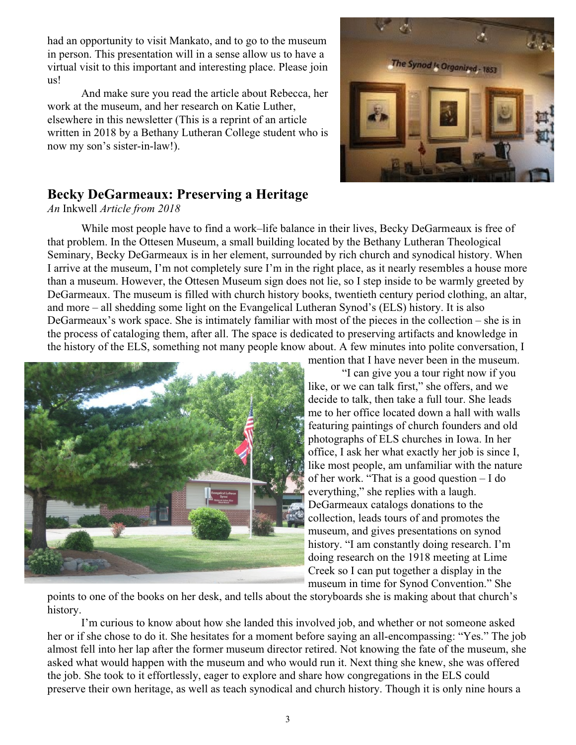had an opportunity to visit Mankato, and to go to the museum in person. This presentation will in a sense allow us to have a virtual visit to this important and interesting place. Please join us!

And make sure you read the article about Rebecca, her work at the museum, and her research on Katie Luther, elsewhere in this newsletter (This is a reprint of an article written in 2018 by a Bethany Lutheran College student who is now my son's sister-in-law!).

## Becky DeGarmeaux: Preserving a Heritage

*An* Inkwell *Article from 2018*

While most people have to find a work–life balance in their lives, Becky DeGarmeaux is free of that problem. In the Ottesen Museum, a small building located by the Bethany Lutheran Theological Seminary, Becky DeGarmeaux is in her element, surrounded by rich church and synodical history. When I arrive at the museum, I'm not completely sure I'm in the right place, as it nearly resembles a house more than a museum. However, the Ottesen Museum sign does not lie, so I step inside to be warmly greeted by DeGarmeaux. The museum is filled with church history books, twentieth century period clothing, an altar, and more – all shedding some light on the Evangelical Lutheran Synod's (ELS) history. It is also DeGarmeaux's work space. She is intimately familiar with most of the pieces in the collection – she is in the process of cataloging them, after all. The space is dedicated to preserving artifacts and knowledge in the history of the ELS, something not many people know about. A few minutes into polite conversation, I mention that I have never been in the museum.

"I can give you a tour right now if you like, or we can talk first," she offers, and we decide to talk, then take a full tour. She leads me to her office located down a hall with walls featuring paintings of church founders and old photographs of ELS churches in Iowa. In her office, I ask her what exactly her job is since I, like most people, am unfamiliar with the nature of her work. "That is a good question – I do everything," she replies with a laugh. DeGarmeaux catalogs donations to the collection, leads tours of and promotes the museum, and gives presentations on synod history. "I am constantly doing research. I'm doing research on the 1918 meeting at Lime Creek so I can put together a display in the museum in time for Synod Convention." She points to one of the books on her desk, and tells about the storyboards she is making about that church's history.

I'm curious to know about how she landed this involved job, and whether or not someone asked her or if she chose to do it. She hesitates for a moment before saying an all-encompassing: "Yes." The job almost fell into her lap after the former museum director retired. Not knowing the fate of the museum, she asked what would happen with the museum and who would run it. Next thing she knew, she was offered the job. She took to it effortlessly, eager to explore and share how congregations in the ELS could preserve their own heritage, as well as teach synodical and church history. Though it is only nine hours a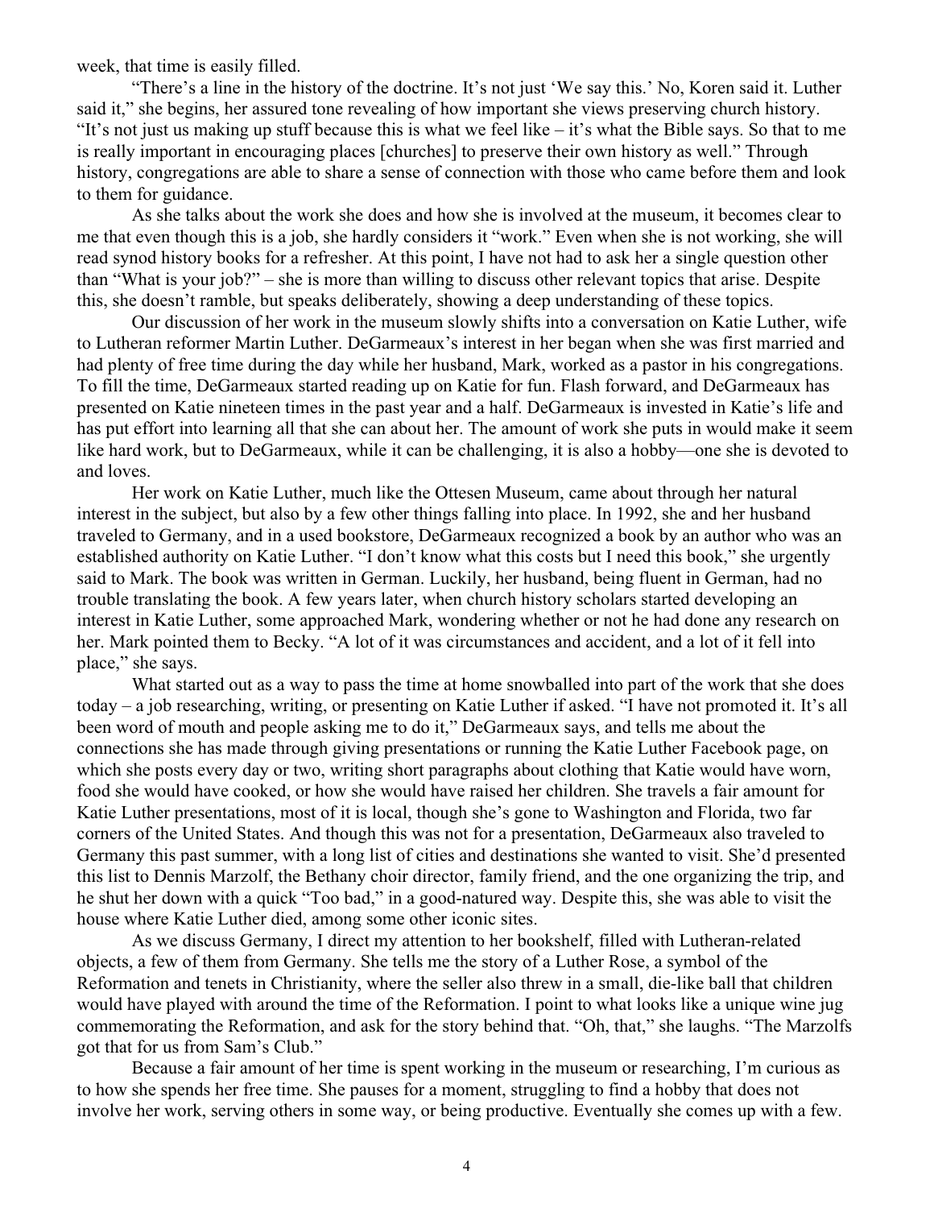week, that time is easily filled.

"There's a line in the history of the doctrine. It's not just 'We say this.' No, Koren said it. Luther said it," she begins, her assured tone revealing of how important she views preserving church history. "It's not just us making up stuff because this is what we feel like – it's what the Bible says. So that to me is really important in encouraging places [churches] to preserve their own history as well." Through history, congregations are able to share a sense of connection with those who came before them and look to them for guidance.

As she talks about the work she does and how she is involved at the museum, it becomes clear to me that even though this is a job, she hardly considers it "work." Even when she is not working, she will read synod history books for a refresher. At this point, I have not had to ask her a single question other than "What is your job?" – she is more than willing to discuss other relevant topics that arise. Despite this, she doesn't ramble, but speaks deliberately, showing a deep understanding of these topics.

Our discussion of her work in the museum slowly shifts into a conversation on Katie Luther, wife to Lutheran reformer Martin Luther. DeGarmeaux's interest in her began when she was first married and had plenty of free time during the day while her husband, Mark, worked as a pastor in his congregations. To fill the time, DeGarmeaux started reading up on Katie for fun. Flash forward, and DeGarmeaux has presented on Katie nineteen times in the past year and a half. DeGarmeaux is invested in Katie's life and has put effort into learning all that she can about her. The amount of work she puts in would make it seem like hard work, but to DeGarmeaux, while it can be challenging, it is also a hobby—one she is devoted to and loves.

Her work on Katie Luther, much like the Ottesen Museum, came about through her natural interest in the subject, but also by a few other things falling into place. In 1992, she and her husband traveled to Germany, and in a used bookstore, DeGarmeaux recognized a book by an author who was an established authority on Katie Luther. "I don't know what this costs but I need this book," she urgently said to Mark. The book was written in German. Luckily, her husband, being fluent in German, had no trouble translating the book. A few years later, when church history scholars started developing an interest in Katie Luther, some approached Mark, wondering whether or not he had done any research on her. Mark pointed them to Becky. "A lot of it was circumstances and accident, and a lot of it fell into place," she says.

What started out as a way to pass the time at home snowballed into part of the work that she does today – a job researching, writing, or presenting on Katie Luther if asked. "I have not promoted it. It's all been word of mouth and people asking me to do it," DeGarmeaux says, and tells me about the connections she has made through giving presentations or running the Katie Luther Facebook page, on which she posts every day or two, writing short paragraphs about clothing that Katie would have worn, food she would have cooked, or how she would have raised her children. She travels a fair amount for Katie Luther presentations, most of it is local, though she's gone to Washington and Florida, two far corners of the United States. And though this was not for a presentation, DeGarmeaux also traveled to Germany this past summer, with a long list of cities and destinations she wanted to visit. She'd presented this list to Dennis Marzolf, the Bethany choir director, family friend, and the one organizing the trip, and he shut her down with a quick "Too bad," in a good-natured way. Despite this, she was able to visit the house where Katie Luther died, among some other iconic sites.

As we discuss Germany, I direct my attention to her bookshelf, filled with Lutheran-related objects, a few of them from Germany. She tells me the story of a Luther Rose, a symbol of the Reformation and tenets in Christianity, where the seller also threw in a small, die-like ball that children would have played with around the time of the Reformation. I point to what looks like a unique wine jug commemorating the Reformation, and ask for the story behind that. "Oh, that," she laughs. "The Marzolfs got that for us from Sam's Club."

Because a fair amount of her time is spent working in the museum or researching, I'm curious as to how she spends her free time. She pauses for a moment, struggling to find a hobby that does not involve her work, serving others in some way, or being productive. Eventually she comes up with a few.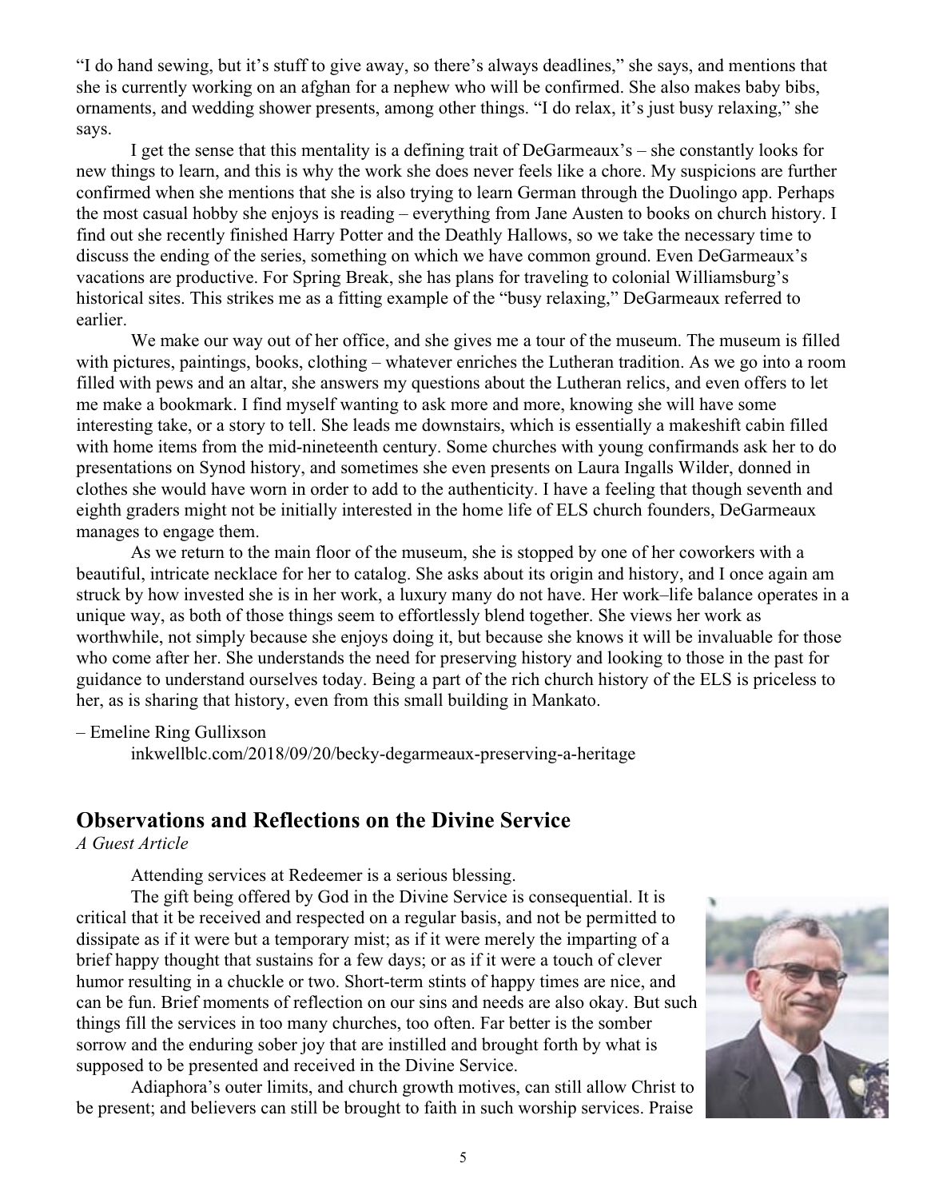"I do hand sewing, but it's stuff to give away, so there's always deadlines," she says, and mentions that she is currently working on an afghan for a nephew who will be confirmed. She also makes baby bibs, ornaments, and wedding shower presents, among other things. "I do relax, it's just busy relaxing," she says.

I get the sense that this mentality is a defining trait of DeGarmeaux's – she constantly looks for new things to learn, and this is why the work she does never feels like a chore. My suspicions are further confirmed when she mentions that she is also trying to learn German through the Duolingo app. Perhaps the most casual hobby she enjoys is reading – everything from Jane Austen to books on church history. I find out she recently finished Harry Potter and the Deathly Hallows, so we take the necessary time to discuss the ending of the series, something on which we have common ground. Even DeGarmeaux's vacations are productive. For Spring Break, she has plans for traveling to colonial Williamsburg's historical sites. This strikes me as a fitting example of the "busy relaxing," DeGarmeaux referred to earlier.

We make our way out of her office, and she gives me a tour of the museum. The museum is filled with pictures, paintings, books, clothing – whatever enriches the Lutheran tradition. As we go into a room filled with pews and an altar, she answers my questions about the Lutheran relics, and even offers to let me make a bookmark. I find myself wanting to ask more and more, knowing she will have some interesting take, or a story to tell. She leads me downstairs, which is essentially a makeshift cabin filled with home items from the mid-nineteenth century. Some churches with young confirmands ask her to do presentations on Synod history, and sometimes she even presents on Laura Ingalls Wilder, donned in clothes she would have worn in order to add to the authenticity. I have a feeling that though seventh and eighth graders might not be initially interested in the home life of ELS church founders, DeGarmeaux manages to engage them.

As we return to the main floor of the museum, she is stopped by one of her coworkers with a beautiful, intricate necklace for her to catalog. She asks about its origin and history, and I once again am struck by how invested she is in her work, a luxury many do not have. Her work–life balance operates in a unique way, as both of those things seem to effortlessly blend together. She views her work as worthwhile, not simply because she enjoys doing it, but because she knows it will be invaluable for those who come after her. She understands the need for preserving history and looking to those in the past for guidance to understand ourselves today. Being a part of the rich church history of the ELS is priceless to her, as is sharing that history, even from this small building in Mankato.

– Emeline Ring Gullixson

inkwellblc.com/2018/09/20/becky-degarmeaux-preserving-a-heritage

## Observations and Reflections on the Divine Service

*A Guest Article*

Attending services at Redeemer is a serious blessing.

The gift being offered by God in the Divine Service is consequential. It is critical that it be received and respected on a regular basis, and not be permitted to dissipate as if it were but a temporary mist; as if it were merely the imparting of a brief happy thought that sustains for a few days; or as if it were a touch of clever humor resulting in a chuckle or two. Short-term stints of happy times are nice, and can be fun. Brief moments of reflection on our sins and needs are also okay. But such things fill the services in too many churches, too often. Far better is the somber sorrow and the enduring sober joy that are instilled and brought forth by what is supposed to be presented and received in the Divine Service.

Adiaphora's outer limits, and church growth motives, can still allow Christ to be present; and believers can still be brought to faith in such worship services. Praise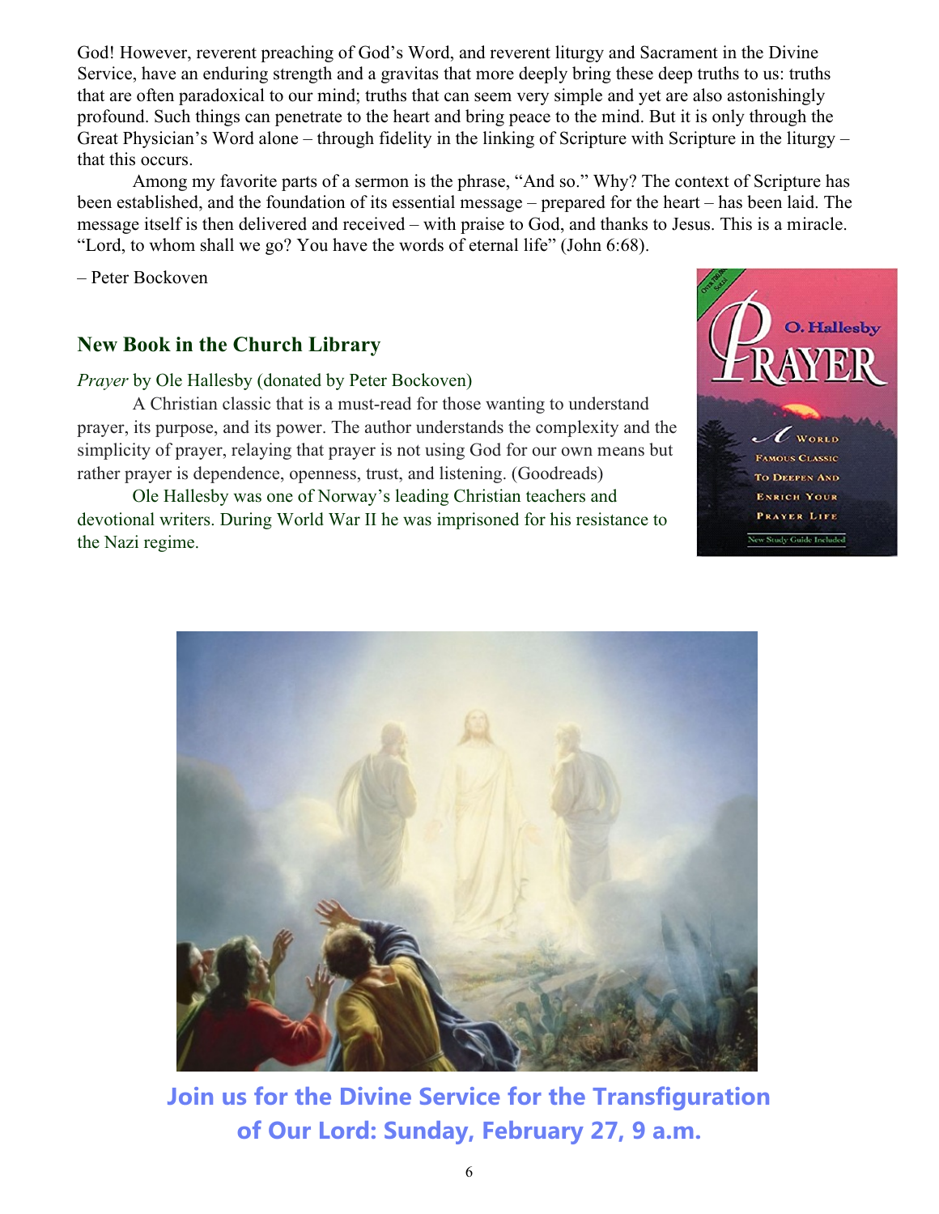God! However, reverent preaching of God's Word, and reverent liturgy and Sacrament in the Divine Service, have an enduring strength and a gravitas that more deeply bring these deep truths to us: truths that are often paradoxical to our mind; truths that can seem very simple and yet are also astonishingly profound. Such things can penetrate to the heart and bring peace to the mind. But it is only through the Great Physician's Word alone – through fidelity in the linking of Scripture with Scripture in the liturgy – that this occurs.

Among my favorite parts of a sermon is the phrase, "And so." Why? The context of Scripture has been established, and the foundation of its essential message – prepared for the heart – has been laid. The message itself is then delivered and received – with praise to God, and thanks to Jesus. This is a miracle. "Lord, to whom shall we go? You have the words of eternal life" (John 6:68).

– Peter Bockoven

## New Book in the Church Library

*Prayer* by Ole Hallesby (donated by Peter Bockoven)

A Christian classic that is a must-read for those wanting to understand prayer, its purpose, and its power. The author understands the complexity and the simplicity of prayer, relaying that prayer is not using God for our own means but rather prayer is dependence, openness, trust, and listening. (Goodreads)

Ole Hallesby was one of Norway's leading Christian teachers and devotional writers. During World War II he was imprisoned for his resistance to the Nazi regime.

**Join us for the Divine Service for the Transfiguration of Our Lord: Sunday, February 27, 9 a.m.**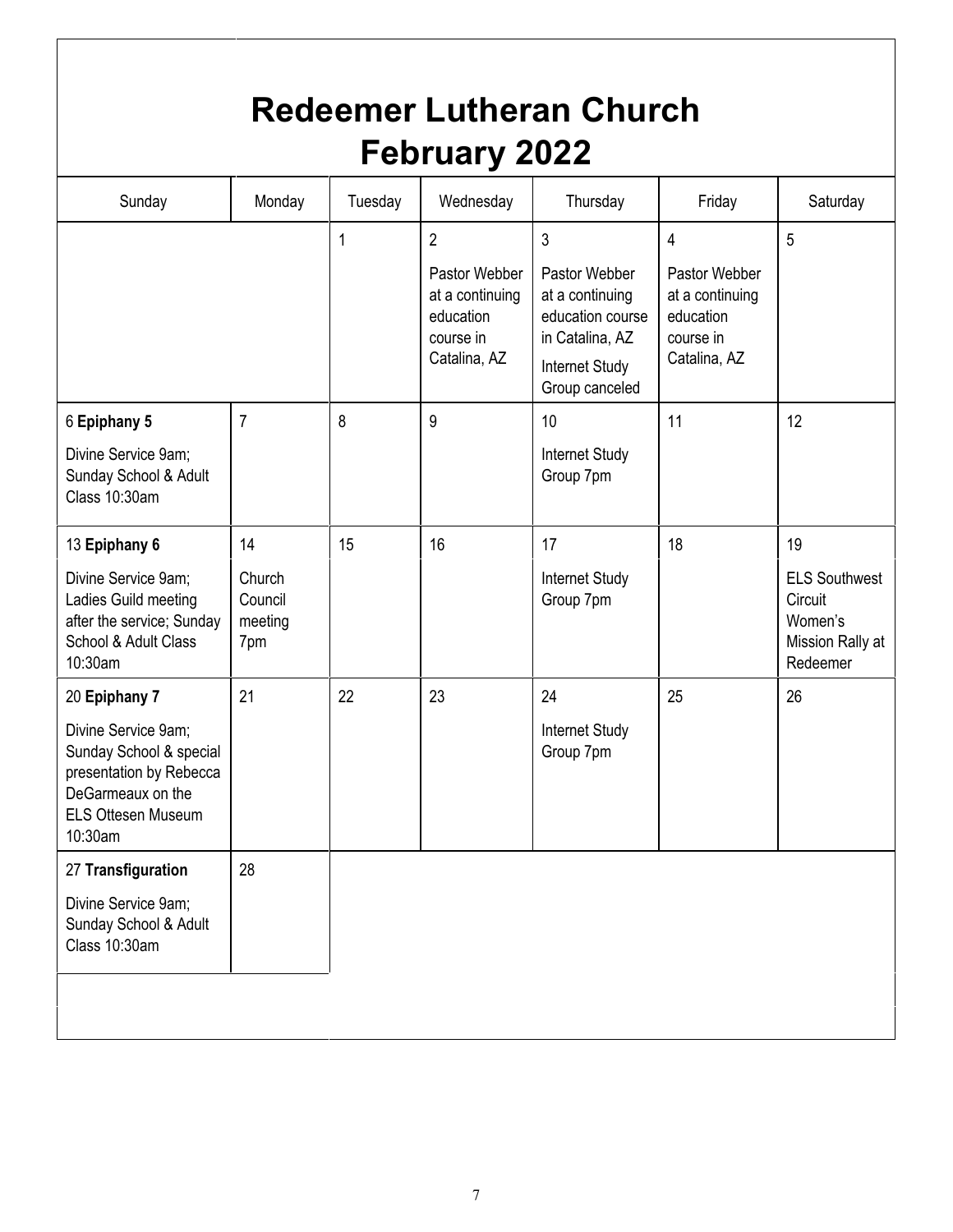# Redeemer Lutheran Church February 2022

| Sunday | Monday | Tuesday | Wednesday | Thursday | Friday | Saturday |
|---|---|---|---|---|---|---|
| | | 1 | 2<br>Pastor Webber at a continuing education course in Catalina, AZ | 3<br>Pastor Webber at a continuing education course in Catalina, AZ<br>Internet Study Group canceled | 4<br>Pastor Webber at a continuing education course in Catalina, AZ | 5 |
| 6 **Epiphany 5**<br>Divine Service 9am; Sunday School & Adult Class 10:30am | 7 | 8 | 9 | 10<br>Internet Study Group 7pm | 11 | 12 |
| 13 **Epiphany 6**<br>Divine Service 9am; Ladies Guild meeting after the service; Sunday School & Adult Class 10:30am | 14<br>Church Council meeting 7pm | 15 | 16 | 17<br>Internet Study Group 7pm | 18 | 19<br>ELS Southwest Circuit Women's Mission Rally at Redeemer |
| 20 **Epiphany 7**<br>Divine Service 9am; Sunday School & special presentation by Rebecca DeGarmeaux on the ELS Ottesen Museum 10:30am | 21 | 22 | 23 | 24<br>Internet Study Group 7pm | 25 | 26 |
| 27 **Transfiguration**<br>Divine Service 9am; Sunday School & Adult Class 10:30am | 28 | | | | | |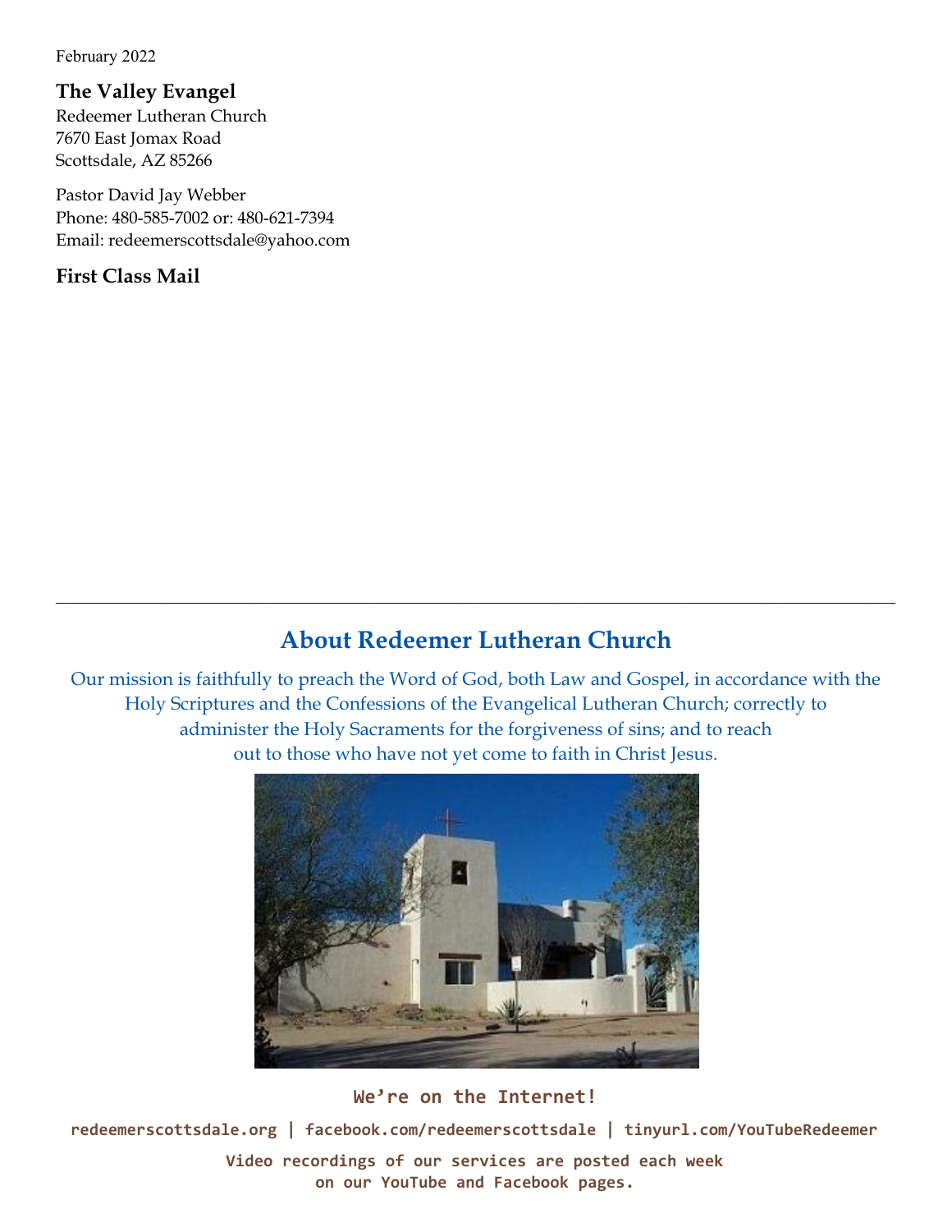February 2022

**The Valley Evangel**
Redeemer Lutheran Church
7670 East Jomax Road
Scottsdale, AZ 85266

Pastor David Jay Webber
Phone: 480-585-7002 or: 480-621-7394
Email: redeemerscottsdale@yahoo.com

**First Class Mail**

---

## About Redeemer Lutheran Church

Our mission is faithfully to preach the Word of God, both Law and Gospel, in accordance with the Holy Scriptures and the Confessions of the Evangelical Lutheran Church; correctly to administer the Holy Sacraments for the forgiveness of sins; and to reach out to those who have not yet come to faith in Christ Jesus.

**We're on the Internet!**

**redeemerscottsdale.org | facebook.com/redeemerscottsdale | tinyurl.com/YouTubeRedeemer**

**Video recordings of our services are posted each week on our YouTube and Facebook pages.**